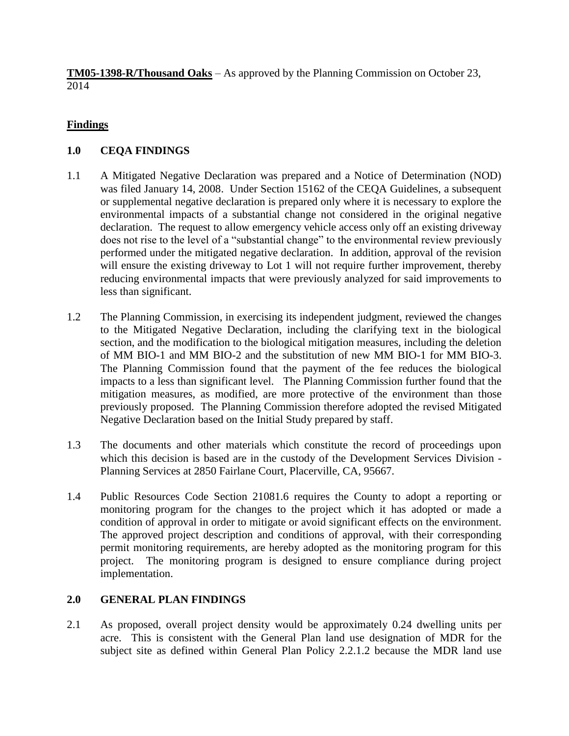**TM05-1398-R/Thousand Oaks** – As approved by the Planning Commission on October 23, 2014

## Findings

### 1.0 CEQA FINDINGS

1.1 A Mitigated Negative Declaration was prepared and a Notice of Determination (NOD) was filed January 14, 2008. Under Section 15162 of the CEQA Guidelines, a subsequent or supplemental negative declaration is prepared only where it is necessary to explore the environmental impacts of a substantial change not considered in the original negative declaration. The request to allow emergency vehicle access only off an existing driveway does not rise to the level of a "substantial change" to the environmental review previously performed under the mitigated negative declaration. In addition, approval of the revision will ensure the existing driveway to Lot 1 will not require further improvement, thereby reducing environmental impacts that were previously analyzed for said improvements to less than significant.

1.2 The Planning Commission, in exercising its independent judgment, reviewed the changes to the Mitigated Negative Declaration, including the clarifying text in the biological section, and the modification to the biological mitigation measures, including the deletion of MM BIO-1 and MM BIO-2 and the substitution of new MM BIO-1 for MM BIO-3. The Planning Commission found that the payment of the fee reduces the biological impacts to a less than significant level. The Planning Commission further found that the mitigation measures, as modified, are more protective of the environment than those previously proposed. The Planning Commission therefore adopted the revised Mitigated Negative Declaration based on the Initial Study prepared by staff.

1.3 The documents and other materials which constitute the record of proceedings upon which this decision is based are in the custody of the Development Services Division - Planning Services at 2850 Fairlane Court, Placerville, CA, 95667.

1.4 Public Resources Code Section 21081.6 requires the County to adopt a reporting or monitoring program for the changes to the project which it has adopted or made a condition of approval in order to mitigate or avoid significant effects on the environment. The approved project description and conditions of approval, with their corresponding permit monitoring requirements, are hereby adopted as the monitoring program for this project. The monitoring program is designed to ensure compliance during project implementation.

### 2.0 GENERAL PLAN FINDINGS

2.1 As proposed, overall project density would be approximately 0.24 dwelling units per acre. This is consistent with the General Plan land use designation of MDR for the subject site as defined within General Plan Policy 2.2.1.2 because the MDR land use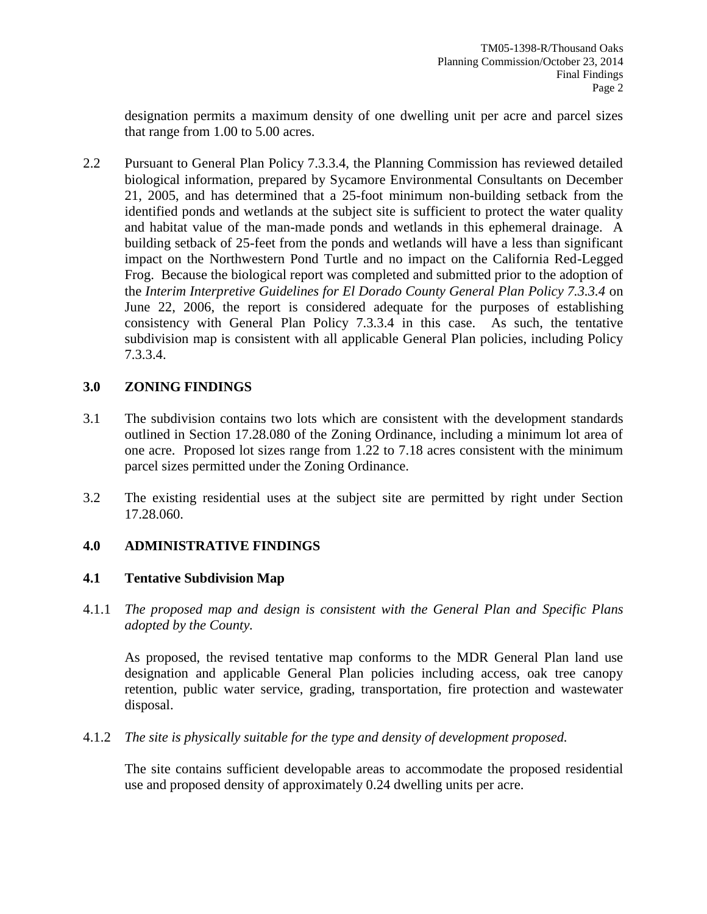designation permits a maximum density of one dwelling unit per acre and parcel sizes that range from 1.00 to 5.00 acres.

2.2 Pursuant to General Plan Policy 7.3.3.4, the Planning Commission has reviewed detailed biological information, prepared by Sycamore Environmental Consultants on December 21, 2005, and has determined that a 25-foot minimum non-building setback from the identified ponds and wetlands at the subject site is sufficient to protect the water quality and habitat value of the man-made ponds and wetlands in this ephemeral drainage. A building setback of 25-feet from the ponds and wetlands will have a less than significant impact on the Northwestern Pond Turtle and no impact on the California Red-Legged Frog. Because the biological report was completed and submitted prior to the adoption of the *Interim Interpretive Guidelines for El Dorado County General Plan Policy 7.3.3.4* on June 22, 2006, the report is considered adequate for the purposes of establishing consistency with General Plan Policy 7.3.3.4 in this case. As such, the tentative subdivision map is consistent with all applicable General Plan policies, including Policy 7.3.3.4.

## 3.0 ZONING FINDINGS

3.1 The subdivision contains two lots which are consistent with the development standards outlined in Section 17.28.080 of the Zoning Ordinance, including a minimum lot area of one acre. Proposed lot sizes range from 1.22 to 7.18 acres consistent with the minimum parcel sizes permitted under the Zoning Ordinance.

3.2 The existing residential uses at the subject site are permitted by right under Section 17.28.060.

## 4.0 ADMINISTRATIVE FINDINGS

### 4.1 Tentative Subdivision Map

4.1.1 *The proposed map and design is consistent with the General Plan and Specific Plans adopted by the County.*

As proposed, the revised tentative map conforms to the MDR General Plan land use designation and applicable General Plan policies including access, oak tree canopy retention, public water service, grading, transportation, fire protection and wastewater disposal.

4.1.2 *The site is physically suitable for the type and density of development proposed.*

The site contains sufficient developable areas to accommodate the proposed residential use and proposed density of approximately 0.24 dwelling units per acre.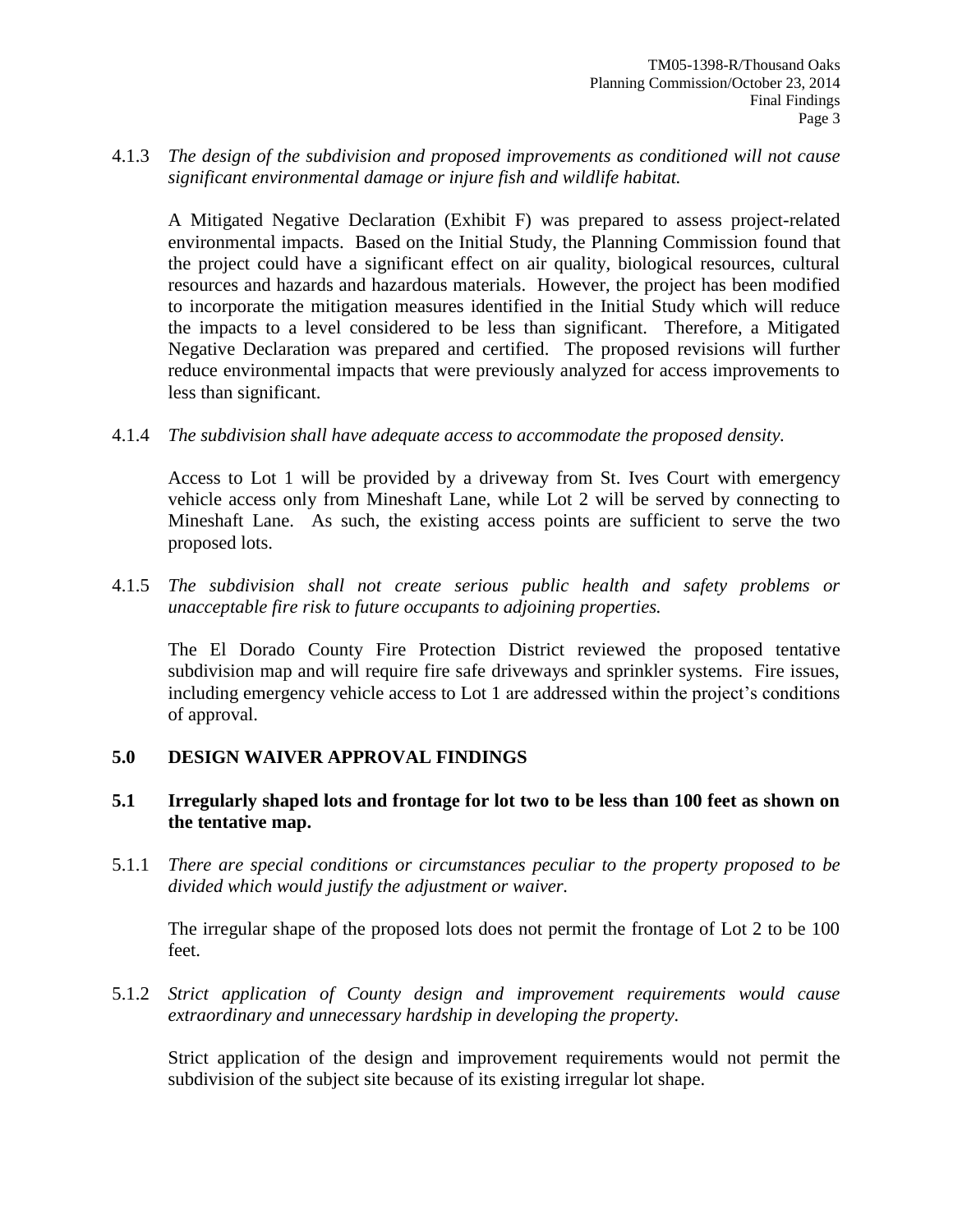4.1.3 *The design of the subdivision and proposed improvements as conditioned will not cause significant environmental damage or injure fish and wildlife habitat.*

A Mitigated Negative Declaration (Exhibit F) was prepared to assess project-related environmental impacts. Based on the Initial Study, the Planning Commission found that the project could have a significant effect on air quality, biological resources, cultural resources and hazards and hazardous materials. However, the project has been modified to incorporate the mitigation measures identified in the Initial Study which will reduce the impacts to a level considered to be less than significant. Therefore, a Mitigated Negative Declaration was prepared and certified. The proposed revisions will further reduce environmental impacts that were previously analyzed for access improvements to less than significant.

4.1.4 *The subdivision shall have adequate access to accommodate the proposed density.*

Access to Lot 1 will be provided by a driveway from St. Ives Court with emergency vehicle access only from Mineshaft Lane, while Lot 2 will be served by connecting to Mineshaft Lane. As such, the existing access points are sufficient to serve the two proposed lots.

4.1.5 *The subdivision shall not create serious public health and safety problems or unacceptable fire risk to future occupants to adjoining properties.*

The El Dorado County Fire Protection District reviewed the proposed tentative subdivision map and will require fire safe driveways and sprinkler systems. Fire issues, including emergency vehicle access to Lot 1 are addressed within the project's conditions of approval.

## 5.0 DESIGN WAIVER APPROVAL FINDINGS

### 5.1 Irregularly shaped lots and frontage for lot two to be less than 100 feet as shown on the tentative map.

5.1.1 *There are special conditions or circumstances peculiar to the property proposed to be divided which would justify the adjustment or waiver.*

The irregular shape of the proposed lots does not permit the frontage of Lot 2 to be 100 feet.

5.1.2 *Strict application of County design and improvement requirements would cause extraordinary and unnecessary hardship in developing the property.*

Strict application of the design and improvement requirements would not permit the subdivision of the subject site because of its existing irregular lot shape.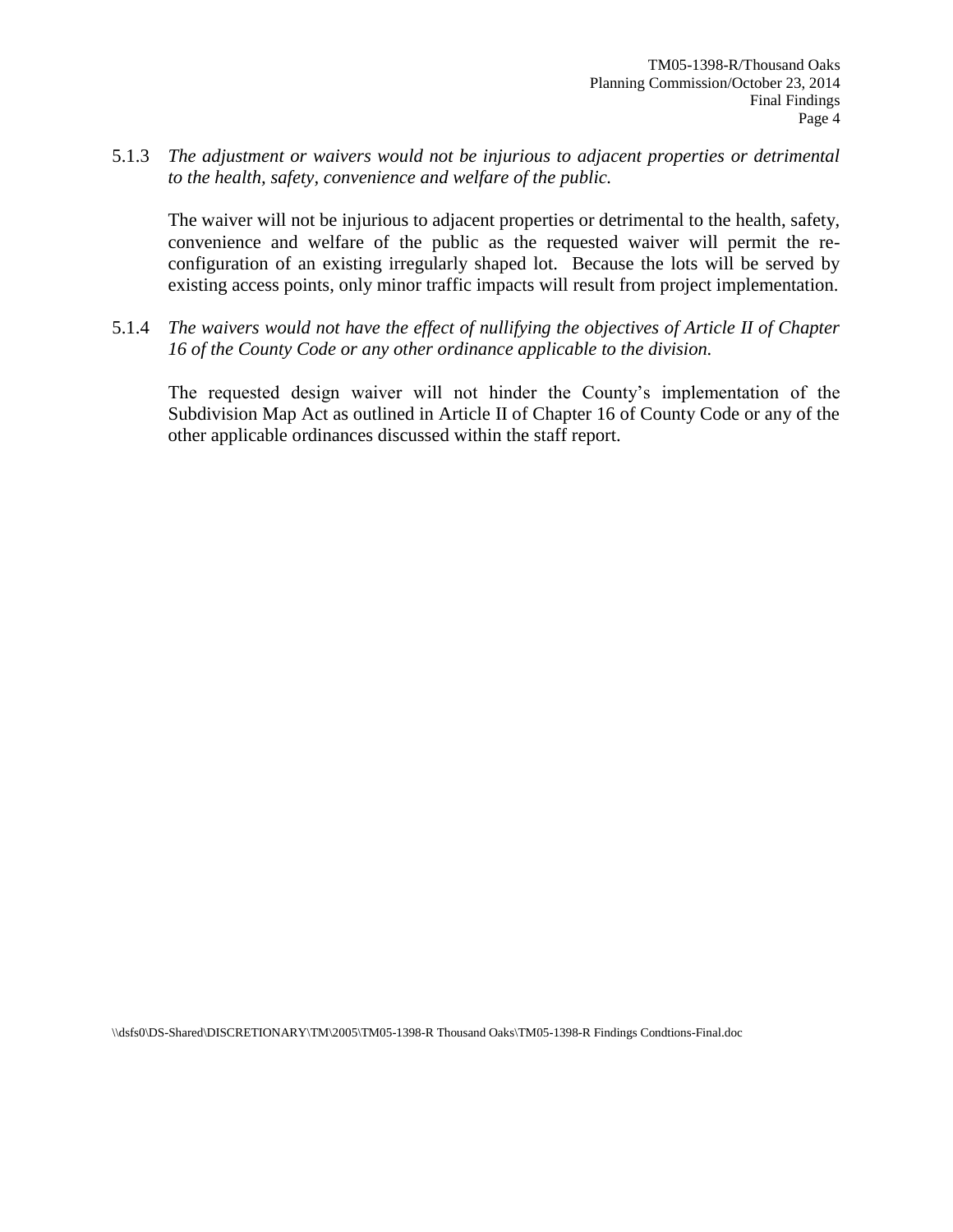5.1.3 *The adjustment or waivers would not be injurious to adjacent properties or detrimental to the health, safety, convenience and welfare of the public.*

The waiver will not be injurious to adjacent properties or detrimental to the health, safety, convenience and welfare of the public as the requested waiver will permit the re-configuration of an existing irregularly shaped lot. Because the lots will be served by existing access points, only minor traffic impacts will result from project implementation.

5.1.4 *The waivers would not have the effect of nullifying the objectives of Article II of Chapter 16 of the County Code or any other ordinance applicable to the division.*

The requested design waiver will not hinder the County's implementation of the Subdivision Map Act as outlined in Article II of Chapter 16 of County Code or any of the other applicable ordinances discussed within the staff report.